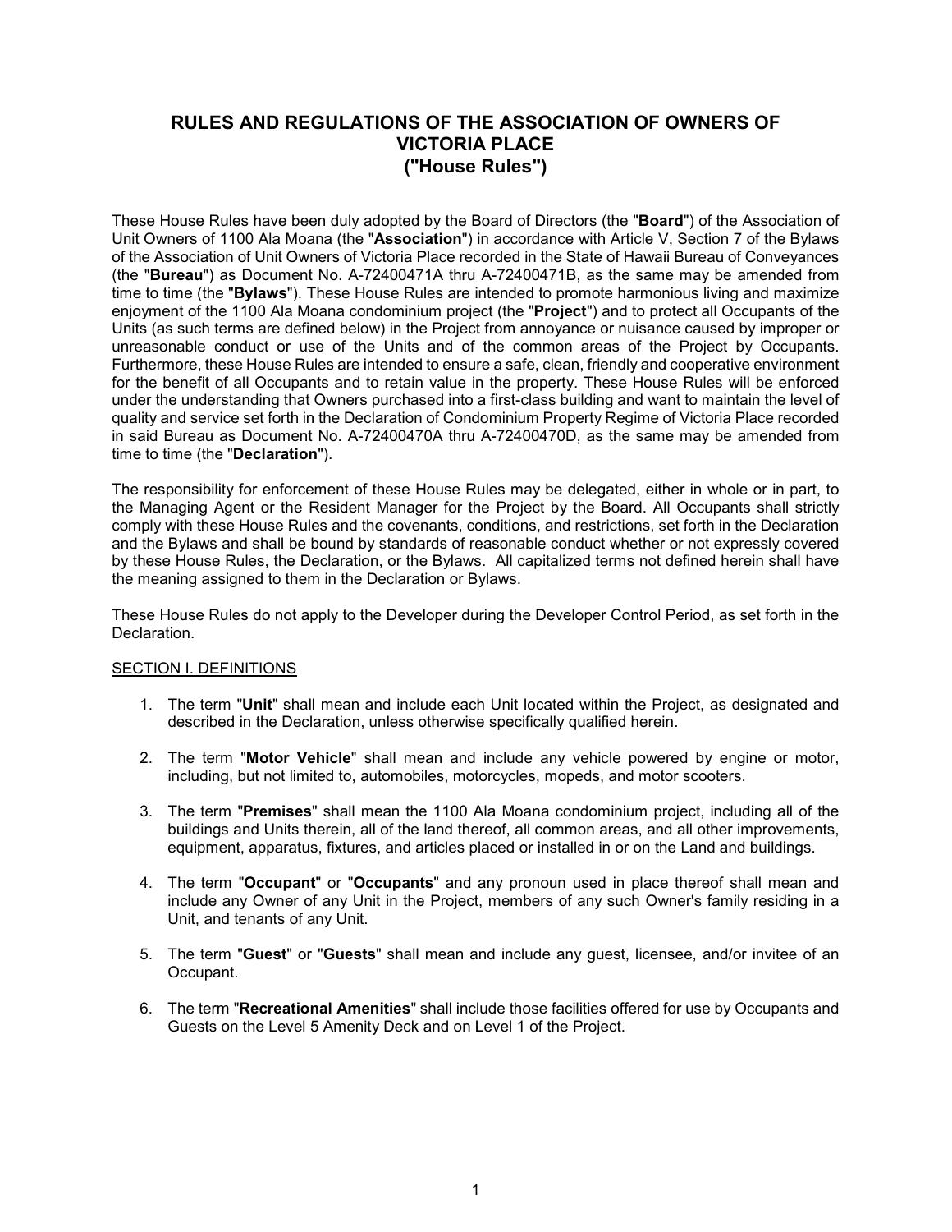# RULES AND REGULATIONS OF THE ASSOCIATION OF OWNERS OF VICTORIA PLACE ("House Rules")

These House Rules have been duly adopted by the Board of Directors (the "**Board**") of the Association of Unit Owners of 1100 Ala Moana (the "**Association**") in accordance with Article V, Section 7 of the Bylaws of the Association of Unit Owners of Victoria Place recorded in the State of Hawaii Bureau of Conveyances (the "**Bureau**") as Document No. A-72400471A thru A-72400471B, as the same may be amended from time to time (the "**Bylaws**"). These House Rules are intended to promote harmonious living and maximize enjoyment of the 1100 Ala Moana condominium project (the "**Project**") and to protect all Occupants of the Units (as such terms are defined below) in the Project from annoyance or nuisance caused by improper or unreasonable conduct or use of the Units and of the common areas of the Project by Occupants. Furthermore, these House Rules are intended to ensure a safe, clean, friendly and cooperative environment for the benefit of all Occupants and to retain value in the property. These House Rules will be enforced under the understanding that Owners purchased into a first-class building and want to maintain the level of quality and service set forth in the Declaration of Condominium Property Regime of Victoria Place recorded in said Bureau as Document No. A-72400470A thru A-72400470D, as the same may be amended from time to time (the "**Declaration**").

The responsibility for enforcement of these House Rules may be delegated, either in whole or in part, to the Managing Agent or the Resident Manager for the Project by the Board. All Occupants shall strictly comply with these House Rules and the covenants, conditions, and restrictions, set forth in the Declaration and the Bylaws and shall be bound by standards of reasonable conduct whether or not expressly covered by these House Rules, the Declaration, or the Bylaws. All capitalized terms not defined herein shall have the meaning assigned to them in the Declaration or Bylaws.

These House Rules do not apply to the Developer during the Developer Control Period, as set forth in the Declaration.

## SECTION I. DEFINITIONS

1. The term "**Unit**" shall mean and include each Unit located within the Project, as designated and described in the Declaration, unless otherwise specifically qualified herein.

2. The term "**Motor Vehicle**" shall mean and include any vehicle powered by engine or motor, including, but not limited to, automobiles, motorcycles, mopeds, and motor scooters.

3. The term "**Premises**" shall mean the 1100 Ala Moana condominium project, including all of the buildings and Units therein, all of the land thereof, all common areas, and all other improvements, equipment, apparatus, fixtures, and articles placed or installed in or on the Land and buildings.

4. The term "**Occupant**" or "**Occupants**" and any pronoun used in place thereof shall mean and include any Owner of any Unit in the Project, members of any such Owner's family residing in a Unit, and tenants of any Unit.

5. The term "**Guest**" or "**Guests**" shall mean and include any guest, licensee, and/or invitee of an Occupant.

6. The term "**Recreational Amenities**" shall include those facilities offered for use by Occupants and Guests on the Level 5 Amenity Deck and on Level 1 of the Project.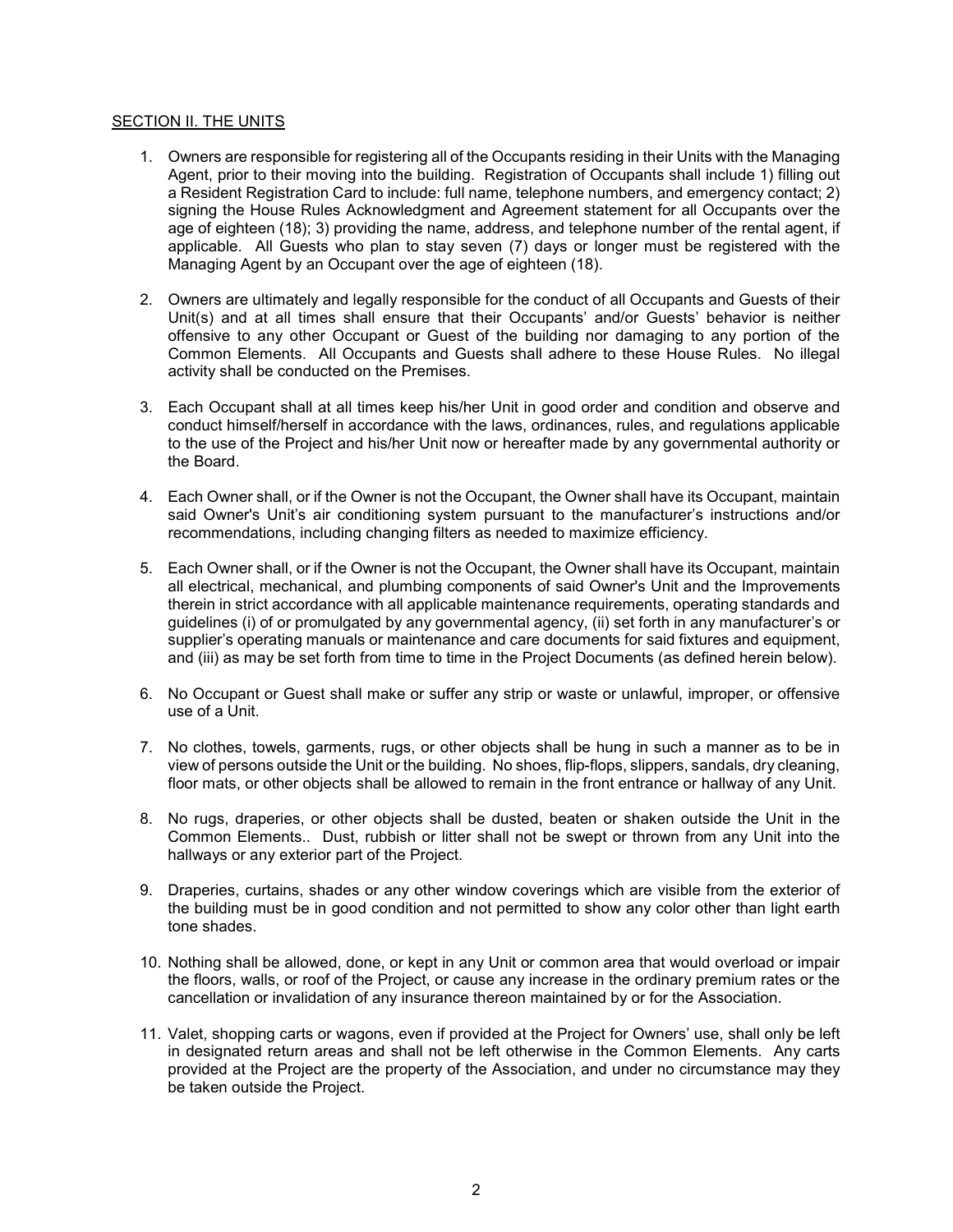<u>SECTION II. THE UNITS</u>

1. Owners are responsible for registering all of the Occupants residing in their Units with the Managing Agent, prior to their moving into the building. Registration of Occupants shall include 1) filling out a Resident Registration Card to include: full name, telephone numbers, and emergency contact; 2) signing the House Rules Acknowledgment and Agreement statement for all Occupants over the age of eighteen (18); 3) providing the name, address, and telephone number of the rental agent, if applicable. All Guests who plan to stay seven (7) days or longer must be registered with the Managing Agent by an Occupant over the age of eighteen (18).

2. Owners are ultimately and legally responsible for the conduct of all Occupants and Guests of their Unit(s) and at all times shall ensure that their Occupants' and/or Guests' behavior is neither offensive to any other Occupant or Guest of the building nor damaging to any portion of the Common Elements. All Occupants and Guests shall adhere to these House Rules. No illegal activity shall be conducted on the Premises.

3. Each Occupant shall at all times keep his/her Unit in good order and condition and observe and conduct himself/herself in accordance with the laws, ordinances, rules, and regulations applicable to the use of the Project and his/her Unit now or hereafter made by any governmental authority or the Board.

4. Each Owner shall, or if the Owner is not the Occupant, the Owner shall have its Occupant, maintain said Owner's Unit's air conditioning system pursuant to the manufacturer's instructions and/or recommendations, including changing filters as needed to maximize efficiency.

5. Each Owner shall, or if the Owner is not the Occupant, the Owner shall have its Occupant, maintain all electrical, mechanical, and plumbing components of said Owner's Unit and the Improvements therein in strict accordance with all applicable maintenance requirements, operating standards and guidelines (i) of or promulgated by any governmental agency, (ii) set forth in any manufacturer's or supplier's operating manuals or maintenance and care documents for said fixtures and equipment, and (iii) as may be set forth from time to time in the Project Documents (as defined herein below).

6. No Occupant or Guest shall make or suffer any strip or waste or unlawful, improper, or offensive use of a Unit.

7. No clothes, towels, garments, rugs, or other objects shall be hung in such a manner as to be in view of persons outside the Unit or the building. No shoes, flip-flops, slippers, sandals, dry cleaning, floor mats, or other objects shall be allowed to remain in the front entrance or hallway of any Unit.

8. No rugs, draperies, or other objects shall be dusted, beaten or shaken outside the Unit in the Common Elements.. Dust, rubbish or litter shall not be swept or thrown from any Unit into the hallways or any exterior part of the Project.

9. Draperies, curtains, shades or any other window coverings which are visible from the exterior of the building must be in good condition and not permitted to show any color other than light earth tone shades.

10. Nothing shall be allowed, done, or kept in any Unit or common area that would overload or impair the floors, walls, or roof of the Project, or cause any increase in the ordinary premium rates or the cancellation or invalidation of any insurance thereon maintained by or for the Association.

11. Valet, shopping carts or wagons, even if provided at the Project for Owners' use, shall only be left in designated return areas and shall not be left otherwise in the Common Elements. Any carts provided at the Project are the property of the Association, and under no circumstance may they be taken outside the Project.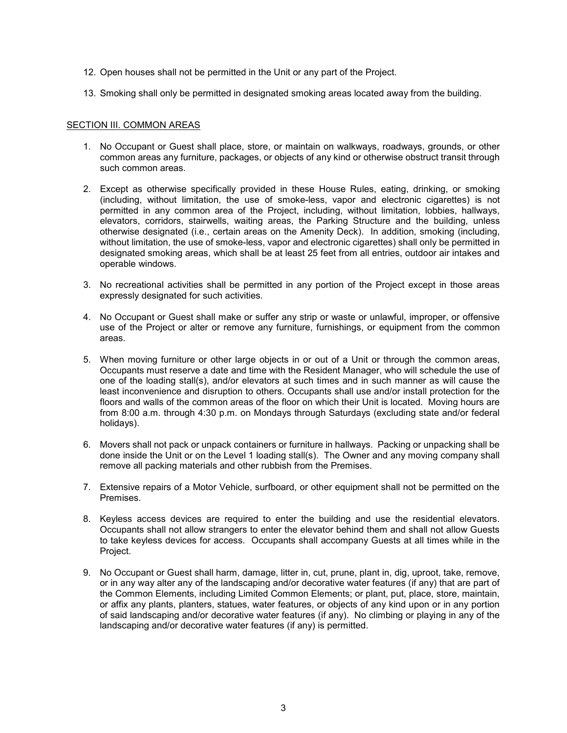12. Open houses shall not be permitted in the Unit or any part of the Project.

13. Smoking shall only be permitted in designated smoking areas located away from the building.

<u>SECTION III. COMMON AREAS</u>

1. No Occupant or Guest shall place, store, or maintain on walkways, roadways, grounds, or other common areas any furniture, packages, or objects of any kind or otherwise obstruct transit through such common areas.

2. Except as otherwise specifically provided in these House Rules, eating, drinking, or smoking (including, without limitation, the use of smoke-less, vapor and electronic cigarettes) is not permitted in any common area of the Project, including, without limitation, lobbies, hallways, elevators, corridors, stairwells, waiting areas, the Parking Structure and the building, unless otherwise designated (i.e., certain areas on the Amenity Deck). In addition, smoking (including, without limitation, the use of smoke-less, vapor and electronic cigarettes) shall only be permitted in designated smoking areas, which shall be at least 25 feet from all entries, outdoor air intakes and operable windows.

3. No recreational activities shall be permitted in any portion of the Project except in those areas expressly designated for such activities.

4. No Occupant or Guest shall make or suffer any strip or waste or unlawful, improper, or offensive use of the Project or alter or remove any furniture, furnishings, or equipment from the common areas.

5. When moving furniture or other large objects in or out of a Unit or through the common areas, Occupants must reserve a date and time with the Resident Manager, who will schedule the use of one of the loading stall(s), and/or elevators at such times and in such manner as will cause the least inconvenience and disruption to others. Occupants shall use and/or install protection for the floors and walls of the common areas of the floor on which their Unit is located. Moving hours are from 8:00 a.m. through 4:30 p.m. on Mondays through Saturdays (excluding state and/or federal holidays).

6. Movers shall not pack or unpack containers or furniture in hallways. Packing or unpacking shall be done inside the Unit or on the Level 1 loading stall(s). The Owner and any moving company shall remove all packing materials and other rubbish from the Premises.

7. Extensive repairs of a Motor Vehicle, surfboard, or other equipment shall not be permitted on the Premises.

8. Keyless access devices are required to enter the building and use the residential elevators. Occupants shall not allow strangers to enter the elevator behind them and shall not allow Guests to take keyless devices for access. Occupants shall accompany Guests at all times while in the Project.

9. No Occupant or Guest shall harm, damage, litter in, cut, prune, plant in, dig, uproot, take, remove, or in any way alter any of the landscaping and/or decorative water features (if any) that are part of the Common Elements, including Limited Common Elements; or plant, put, place, store, maintain, or affix any plants, planters, statues, water features, or objects of any kind upon or in any portion of said landscaping and/or decorative water features (if any). No climbing or playing in any of the landscaping and/or decorative water features (if any) is permitted.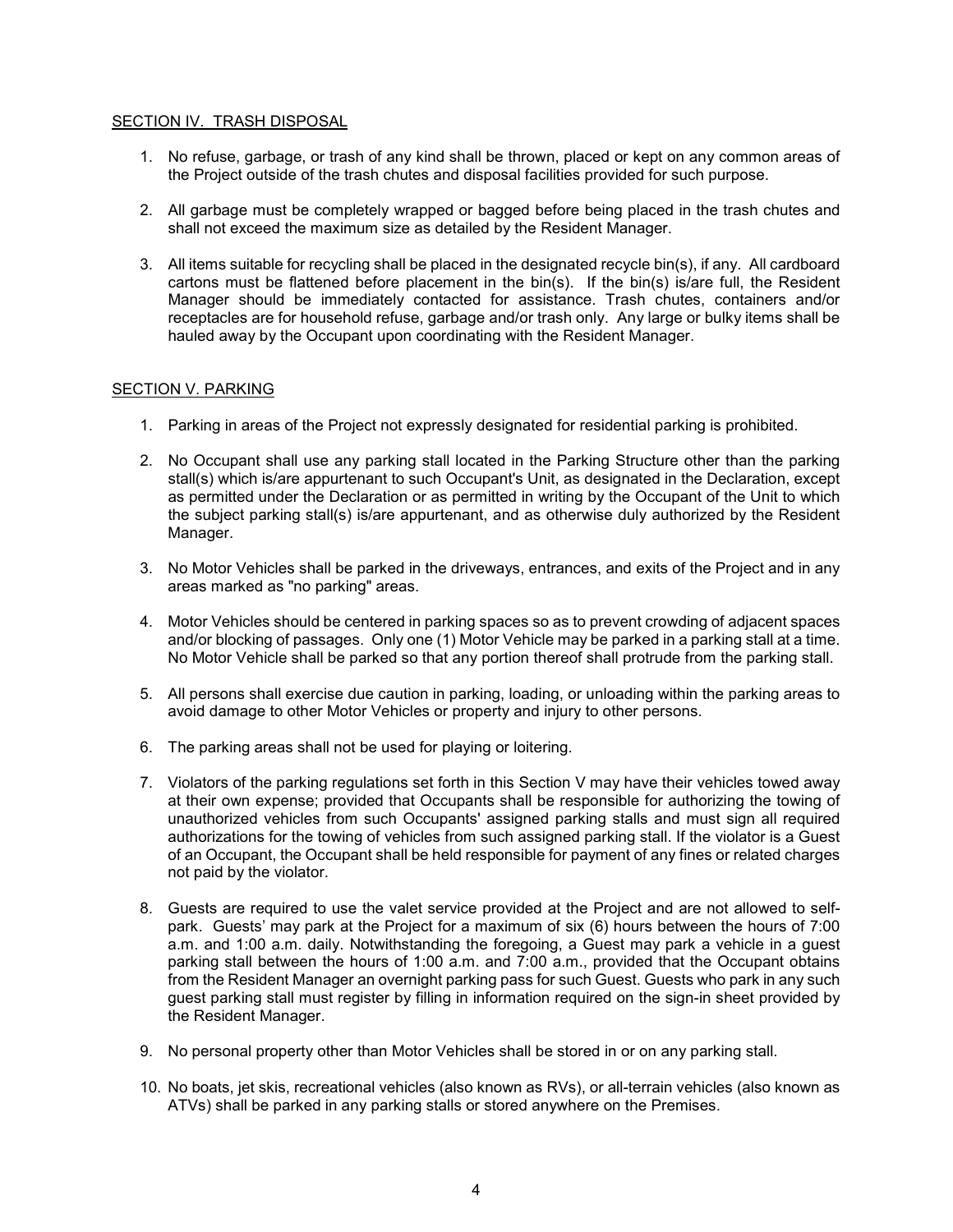## SECTION IV. TRASH DISPOSAL

1. No refuse, garbage, or trash of any kind shall be thrown, placed or kept on any common areas of the Project outside of the trash chutes and disposal facilities provided for such purpose.

2. All garbage must be completely wrapped or bagged before being placed in the trash chutes and shall not exceed the maximum size as detailed by the Resident Manager.

3. All items suitable for recycling shall be placed in the designated recycle bin(s), if any. All cardboard cartons must be flattened before placement in the bin(s). If the bin(s) is/are full, the Resident Manager should be immediately contacted for assistance. Trash chutes, containers and/or receptacles are for household refuse, garbage and/or trash only. Any large or bulky items shall be hauled away by the Occupant upon coordinating with the Resident Manager.

## SECTION V. PARKING

1. Parking in areas of the Project not expressly designated for residential parking is prohibited.

2. No Occupant shall use any parking stall located in the Parking Structure other than the parking stall(s) which is/are appurtenant to such Occupant's Unit, as designated in the Declaration, except as permitted under the Declaration or as permitted in writing by the Occupant of the Unit to which the subject parking stall(s) is/are appurtenant, and as otherwise duly authorized by the Resident Manager.

3. No Motor Vehicles shall be parked in the driveways, entrances, and exits of the Project and in any areas marked as "no parking" areas.

4. Motor Vehicles should be centered in parking spaces so as to prevent crowding of adjacent spaces and/or blocking of passages. Only one (1) Motor Vehicle may be parked in a parking stall at a time. No Motor Vehicle shall be parked so that any portion thereof shall protrude from the parking stall.

5. All persons shall exercise due caution in parking, loading, or unloading within the parking areas to avoid damage to other Motor Vehicles or property and injury to other persons.

6. The parking areas shall not be used for playing or loitering.

7. Violators of the parking regulations set forth in this Section V may have their vehicles towed away at their own expense; provided that Occupants shall be responsible for authorizing the towing of unauthorized vehicles from such Occupants' assigned parking stalls and must sign all required authorizations for the towing of vehicles from such assigned parking stall. If the violator is a Guest of an Occupant, the Occupant shall be held responsible for payment of any fines or related charges not paid by the violator.

8. Guests are required to use the valet service provided at the Project and are not allowed to self-park. Guests' may park at the Project for a maximum of six (6) hours between the hours of 7:00 a.m. and 1:00 a.m. daily. Notwithstanding the foregoing, a Guest may park a vehicle in a guest parking stall between the hours of 1:00 a.m. and 7:00 a.m., provided that the Occupant obtains from the Resident Manager an overnight parking pass for such Guest. Guests who park in any such guest parking stall must register by filling in information required on the sign-in sheet provided by the Resident Manager.

9. No personal property other than Motor Vehicles shall be stored in or on any parking stall.

10. No boats, jet skis, recreational vehicles (also known as RVs), or all-terrain vehicles (also known as ATVs) shall be parked in any parking stalls or stored anywhere on the Premises.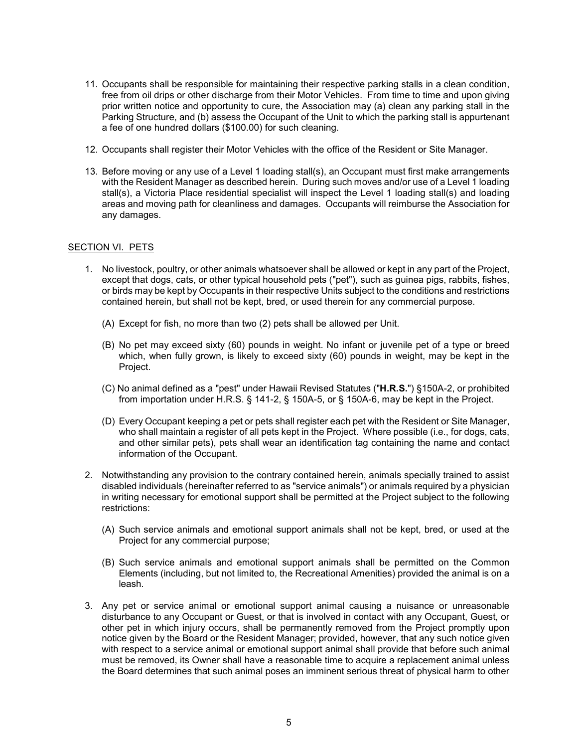11. Occupants shall be responsible for maintaining their respective parking stalls in a clean condition, free from oil drips or other discharge from their Motor Vehicles. From time to time and upon giving prior written notice and opportunity to cure, the Association may (a) clean any parking stall in the Parking Structure, and (b) assess the Occupant of the Unit to which the parking stall is appurtenant a fee of one hundred dollars ($100.00) for such cleaning.

12. Occupants shall register their Motor Vehicles with the office of the Resident or Site Manager.

13. Before moving or any use of a Level 1 loading stall(s), an Occupant must first make arrangements with the Resident Manager as described herein. During such moves and/or use of a Level 1 loading stall(s), a Victoria Place residential specialist will inspect the Level 1 loading stall(s) and loading areas and moving path for cleanliness and damages. Occupants will reimburse the Association for any damages.

## SECTION VI. PETS

1. No livestock, poultry, or other animals whatsoever shall be allowed or kept in any part of the Project, except that dogs, cats, or other typical household pets ("pet"), such as guinea pigs, rabbits, fishes, or birds may be kept by Occupants in their respective Units subject to the conditions and restrictions contained herein, but shall not be kept, bred, or used therein for any commercial purpose.

   (A) Except for fish, no more than two (2) pets shall be allowed per Unit.

   (B) No pet may exceed sixty (60) pounds in weight. No infant or juvenile pet of a type or breed which, when fully grown, is likely to exceed sixty (60) pounds in weight, may be kept in the Project.

   (C) No animal defined as a "pest" under Hawaii Revised Statutes ("**H.R.S.**") §150A-2, or prohibited from importation under H.R.S. § 141-2, § 150A-5, or § 150A-6, may be kept in the Project.

   (D) Every Occupant keeping a pet or pets shall register each pet with the Resident or Site Manager, who shall maintain a register of all pets kept in the Project. Where possible (i.e., for dogs, cats, and other similar pets), pets shall wear an identification tag containing the name and contact information of the Occupant.

2. Notwithstanding any provision to the contrary contained herein, animals specially trained to assist disabled individuals (hereinafter referred to as "service animals") or animals required by a physician in writing necessary for emotional support shall be permitted at the Project subject to the following restrictions:

   (A) Such service animals and emotional support animals shall not be kept, bred, or used at the Project for any commercial purpose;

   (B) Such service animals and emotional support animals shall be permitted on the Common Elements (including, but not limited to, the Recreational Amenities) provided the animal is on a leash.

3. Any pet or service animal or emotional support animal causing a nuisance or unreasonable disturbance to any Occupant or Guest, or that is involved in contact with any Occupant, Guest, or other pet in which injury occurs, shall be permanently removed from the Project promptly upon notice given by the Board or the Resident Manager; provided, however, that any such notice given with respect to a service animal or emotional support animal shall provide that before such animal must be removed, its Owner shall have a reasonable time to acquire a replacement animal unless the Board determines that such animal poses an imminent serious threat of physical harm to other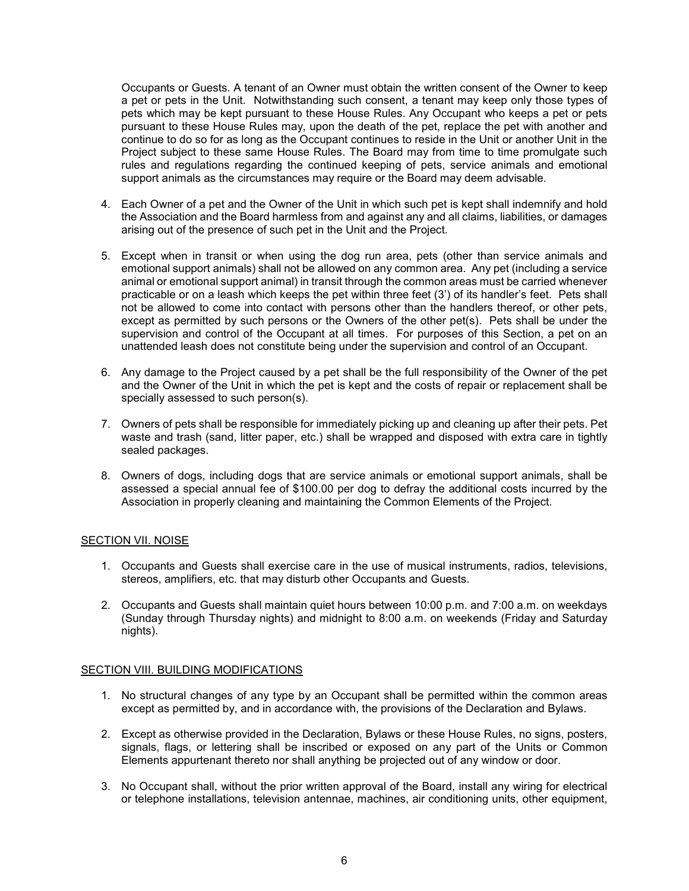Occupants or Guests. A tenant of an Owner must obtain the written consent of the Owner to keep a pet or pets in the Unit. Notwithstanding such consent, a tenant may keep only those types of pets which may be kept pursuant to these House Rules. Any Occupant who keeps a pet or pets pursuant to these House Rules may, upon the death of the pet, replace the pet with another and continue to do so for as long as the Occupant continues to reside in the Unit or another Unit in the Project subject to these same House Rules. The Board may from time to time promulgate such rules and regulations regarding the continued keeping of pets, service animals and emotional support animals as the circumstances may require or the Board may deem advisable.

4. Each Owner of a pet and the Owner of the Unit in which such pet is kept shall indemnify and hold the Association and the Board harmless from and against any and all claims, liabilities, or damages arising out of the presence of such pet in the Unit and the Project.

5. Except when in transit or when using the dog run area, pets (other than service animals and emotional support animals) shall not be allowed on any common area. Any pet (including a service animal or emotional support animal) in transit through the common areas must be carried whenever practicable or on a leash which keeps the pet within three feet (3') of its handler's feet. Pets shall not be allowed to come into contact with persons other than the handlers thereof, or other pets, except as permitted by such persons or the Owners of the other pet(s). Pets shall be under the supervision and control of the Occupant at all times. For purposes of this Section, a pet on an unattended leash does not constitute being under the supervision and control of an Occupant.

6. Any damage to the Project caused by a pet shall be the full responsibility of the Owner of the pet and the Owner of the Unit in which the pet is kept and the costs of repair or replacement shall be specially assessed to such person(s).

7. Owners of pets shall be responsible for immediately picking up and cleaning up after their pets. Pet waste and trash (sand, litter paper, etc.) shall be wrapped and disposed with extra care in tightly sealed packages.

8. Owners of dogs, including dogs that are service animals or emotional support animals, shall be assessed a special annual fee of $100.00 per dog to defray the additional costs incurred by the Association in properly cleaning and maintaining the Common Elements of the Project.

## SECTION VII. NOISE

1. Occupants and Guests shall exercise care in the use of musical instruments, radios, televisions, stereos, amplifiers, etc. that may disturb other Occupants and Guests.

2. Occupants and Guests shall maintain quiet hours between 10:00 p.m. and 7:00 a.m. on weekdays (Sunday through Thursday nights) and midnight to 8:00 a.m. on weekends (Friday and Saturday nights).

## SECTION VIII. BUILDING MODIFICATIONS

1. No structural changes of any type by an Occupant shall be permitted within the common areas except as permitted by, and in accordance with, the provisions of the Declaration and Bylaws.

2. Except as otherwise provided in the Declaration, Bylaws or these House Rules, no signs, posters, signals, flags, or lettering shall be inscribed or exposed on any part of the Units or Common Elements appurtenant thereto nor shall anything be projected out of any window or door.

3. No Occupant shall, without the prior written approval of the Board, install any wiring for electrical or telephone installations, television antennae, machines, air conditioning units, other equipment,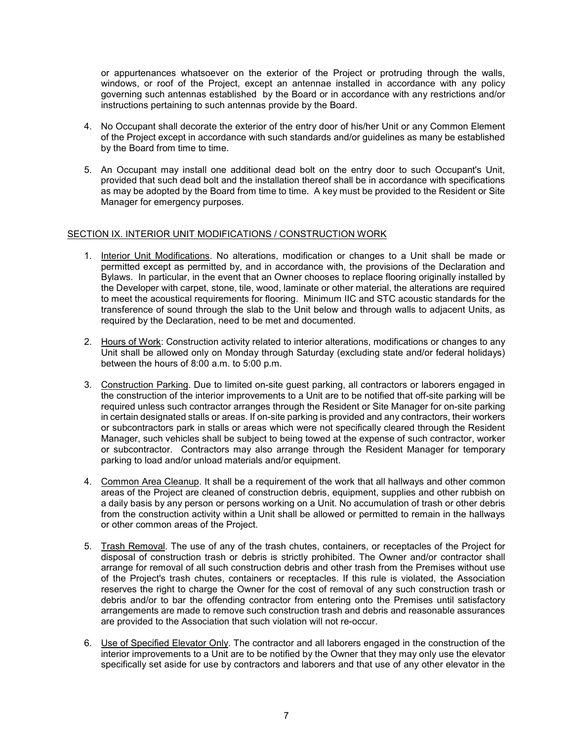or appurtenances whatsoever on the exterior of the Project or protruding through the walls, windows, or roof of the Project, except an antennae installed in accordance with any policy governing such antennas established by the Board or in accordance with any restrictions and/or instructions pertaining to such antennas provide by the Board.

4. No Occupant shall decorate the exterior of the entry door of his/her Unit or any Common Element of the Project except in accordance with such standards and/or guidelines as many be established by the Board from time to time.

5. An Occupant may install one additional dead bolt on the entry door to such Occupant's Unit, provided that such dead bolt and the installation thereof shall be in accordance with specifications as may be adopted by the Board from time to time. A key must be provided to the Resident or Site Manager for emergency purposes.

## SECTION IX. INTERIOR UNIT MODIFICATIONS / CONSTRUCTION WORK

1. Interior Unit Modifications. No alterations, modification or changes to a Unit shall be made or permitted except as permitted by, and in accordance with, the provisions of the Declaration and Bylaws. In particular, in the event that an Owner chooses to replace flooring originally installed by the Developer with carpet, stone, tile, wood, laminate or other material, the alterations are required to meet the acoustical requirements for flooring. Minimum IIC and STC acoustic standards for the transference of sound through the slab to the Unit below and through walls to adjacent Units, as required by the Declaration, need to be met and documented.

2. Hours of Work: Construction activity related to interior alterations, modifications or changes to any Unit shall be allowed only on Monday through Saturday (excluding state and/or federal holidays) between the hours of 8:00 a.m. to 5:00 p.m.

3. Construction Parking. Due to limited on-site guest parking, all contractors or laborers engaged in the construction of the interior improvements to a Unit are to be notified that off-site parking will be required unless such contractor arranges through the Resident or Site Manager for on-site parking in certain designated stalls or areas. If on-site parking is provided and any contractors, their workers or subcontractors park in stalls or areas which were not specifically cleared through the Resident Manager, such vehicles shall be subject to being towed at the expense of such contractor, worker or subcontractor. Contractors may also arrange through the Resident Manager for temporary parking to load and/or unload materials and/or equipment.

4. Common Area Cleanup. It shall be a requirement of the work that all hallways and other common areas of the Project are cleaned of construction debris, equipment, supplies and other rubbish on a daily basis by any person or persons working on a Unit. No accumulation of trash or other debris from the construction activity within a Unit shall be allowed or permitted to remain in the hallways or other common areas of the Project.

5. Trash Removal. The use of any of the trash chutes, containers, or receptacles of the Project for disposal of construction trash or debris is strictly prohibited. The Owner and/or contractor shall arrange for removal of all such construction debris and other trash from the Premises without use of the Project's trash chutes, containers or receptacles. If this rule is violated, the Association reserves the right to charge the Owner for the cost of removal of any such construction trash or debris and/or to bar the offending contractor from entering onto the Premises until satisfactory arrangements are made to remove such construction trash and debris and reasonable assurances are provided to the Association that such violation will not re-occur.

6. Use of Specified Elevator Only. The contractor and all laborers engaged in the construction of the interior improvements to a Unit are to be notified by the Owner that they may only use the elevator specifically set aside for use by contractors and laborers and that use of any other elevator in the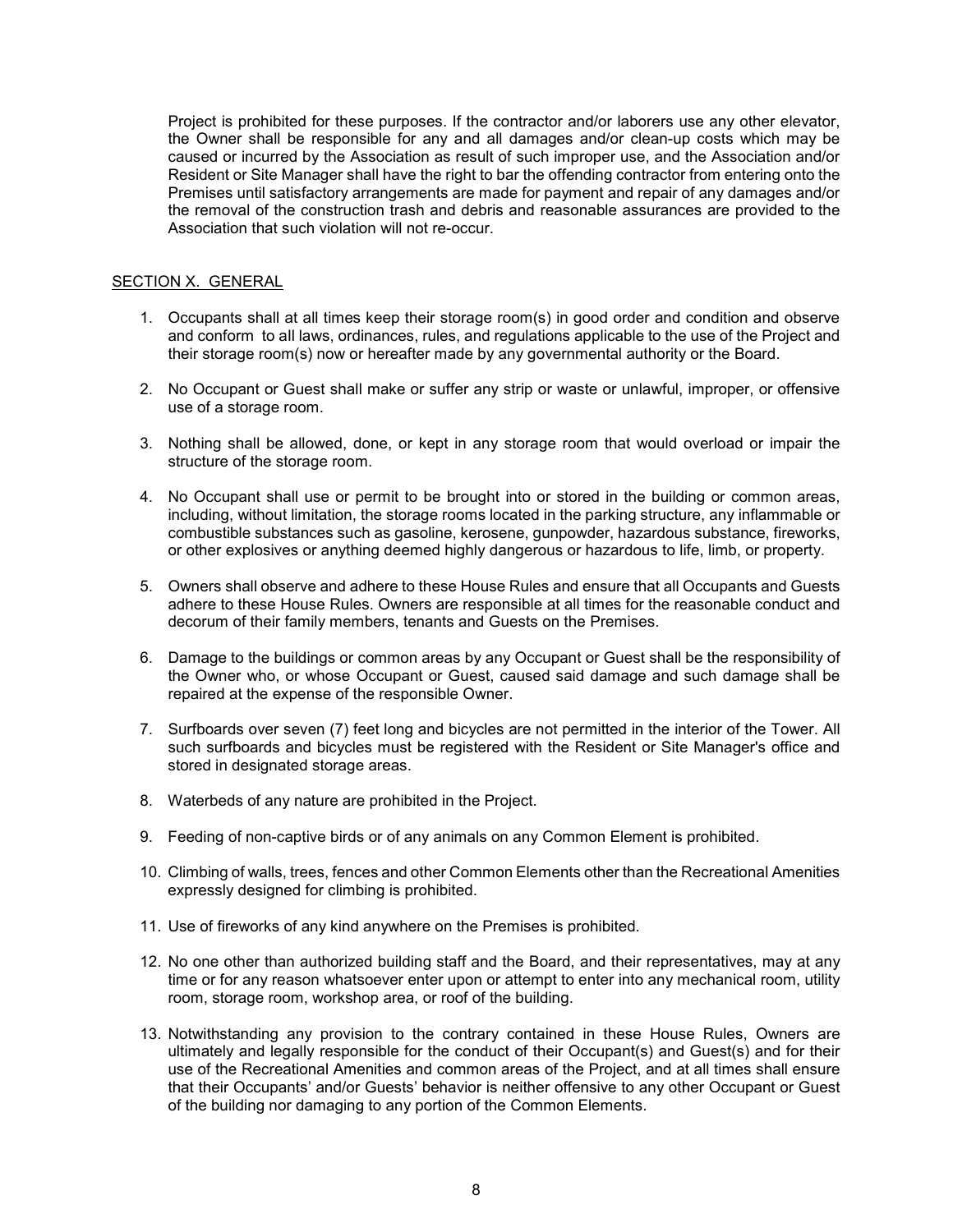Project is prohibited for these purposes. If the contractor and/or laborers use any other elevator, the Owner shall be responsible for any and all damages and/or clean-up costs which may be caused or incurred by the Association as result of such improper use, and the Association and/or Resident or Site Manager shall have the right to bar the offending contractor from entering onto the Premises until satisfactory arrangements are made for payment and repair of any damages and/or the removal of the construction trash and debris and reasonable assurances are provided to the Association that such violation will not re-occur.

## SECTION X. GENERAL

1. Occupants shall at all times keep their storage room(s) in good order and condition and observe and conform to all laws, ordinances, rules, and regulations applicable to the use of the Project and their storage room(s) now or hereafter made by any governmental authority or the Board.

2. No Occupant or Guest shall make or suffer any strip or waste or unlawful, improper, or offensive use of a storage room.

3. Nothing shall be allowed, done, or kept in any storage room that would overload or impair the structure of the storage room.

4. No Occupant shall use or permit to be brought into or stored in the building or common areas, including, without limitation, the storage rooms located in the parking structure, any inflammable or combustible substances such as gasoline, kerosene, gunpowder, hazardous substance, fireworks, or other explosives or anything deemed highly dangerous or hazardous to life, limb, or property.

5. Owners shall observe and adhere to these House Rules and ensure that all Occupants and Guests adhere to these House Rules. Owners are responsible at all times for the reasonable conduct and decorum of their family members, tenants and Guests on the Premises.

6. Damage to the buildings or common areas by any Occupant or Guest shall be the responsibility of the Owner who, or whose Occupant or Guest, caused said damage and such damage shall be repaired at the expense of the responsible Owner.

7. Surfboards over seven (7) feet long and bicycles are not permitted in the interior of the Tower. All such surfboards and bicycles must be registered with the Resident or Site Manager's office and stored in designated storage areas.

8. Waterbeds of any nature are prohibited in the Project.

9. Feeding of non-captive birds or of any animals on any Common Element is prohibited.

10. Climbing of walls, trees, fences and other Common Elements other than the Recreational Amenities expressly designed for climbing is prohibited.

11. Use of fireworks of any kind anywhere on the Premises is prohibited.

12. No one other than authorized building staff and the Board, and their representatives, may at any time or for any reason whatsoever enter upon or attempt to enter into any mechanical room, utility room, storage room, workshop area, or roof of the building.

13. Notwithstanding any provision to the contrary contained in these House Rules, Owners are ultimately and legally responsible for the conduct of their Occupant(s) and Guest(s) and for their use of the Recreational Amenities and common areas of the Project, and at all times shall ensure that their Occupants' and/or Guests' behavior is neither offensive to any other Occupant or Guest of the building nor damaging to any portion of the Common Elements.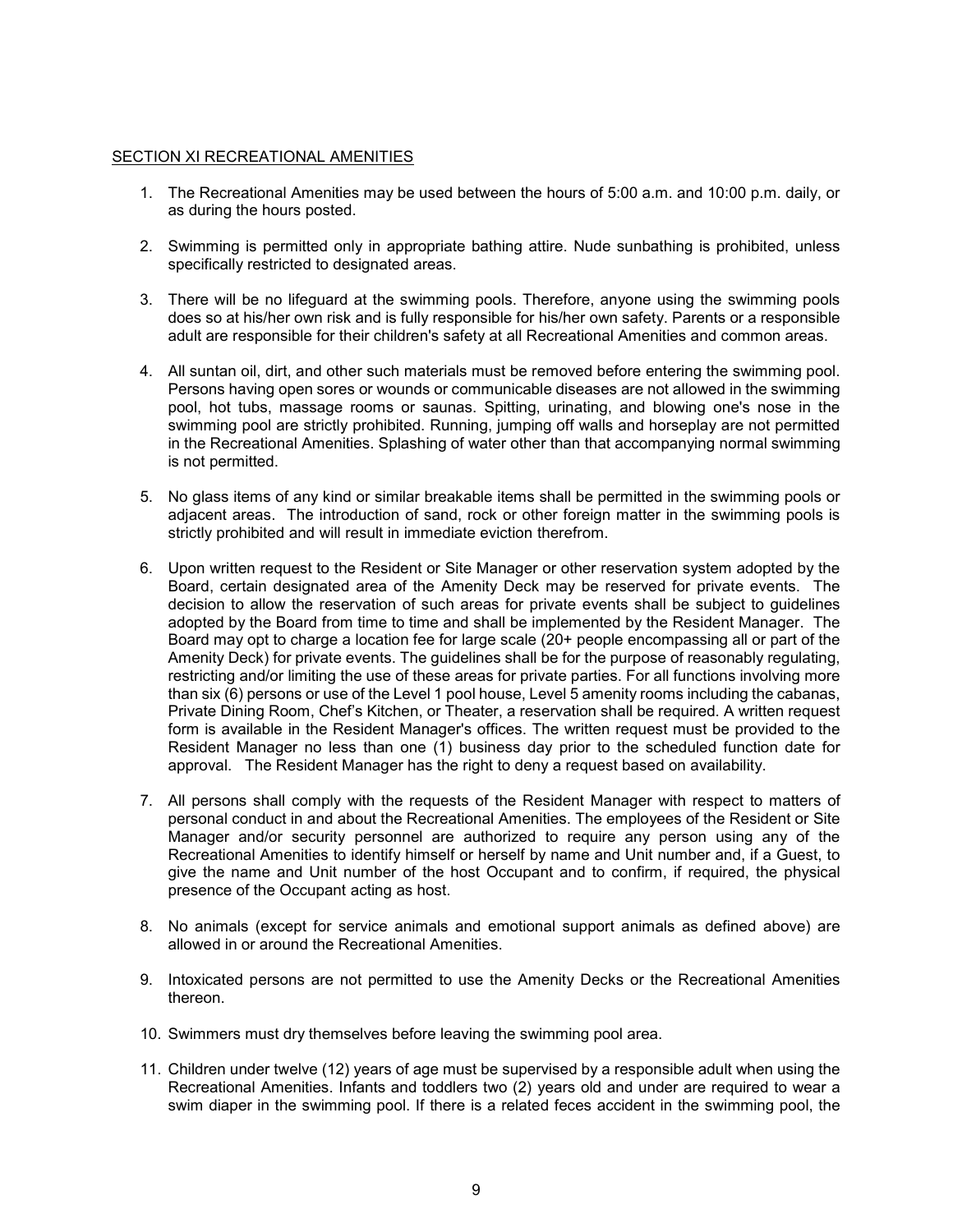## SECTION XI RECREATIONAL AMENITIES

1. The Recreational Amenities may be used between the hours of 5:00 a.m. and 10:00 p.m. daily, or as during the hours posted.

2. Swimming is permitted only in appropriate bathing attire. Nude sunbathing is prohibited, unless specifically restricted to designated areas.

3. There will be no lifeguard at the swimming pools. Therefore, anyone using the swimming pools does so at his/her own risk and is fully responsible for his/her own safety. Parents or a responsible adult are responsible for their children's safety at all Recreational Amenities and common areas.

4. All suntan oil, dirt, and other such materials must be removed before entering the swimming pool. Persons having open sores or wounds or communicable diseases are not allowed in the swimming pool, hot tubs, massage rooms or saunas. Spitting, urinating, and blowing one's nose in the swimming pool are strictly prohibited. Running, jumping off walls and horseplay are not permitted in the Recreational Amenities. Splashing of water other than that accompanying normal swimming is not permitted.

5. No glass items of any kind or similar breakable items shall be permitted in the swimming pools or adjacent areas. The introduction of sand, rock or other foreign matter in the swimming pools is strictly prohibited and will result in immediate eviction therefrom.

6. Upon written request to the Resident or Site Manager or other reservation system adopted by the Board, certain designated area of the Amenity Deck may be reserved for private events. The decision to allow the reservation of such areas for private events shall be subject to guidelines adopted by the Board from time to time and shall be implemented by the Resident Manager. The Board may opt to charge a location fee for large scale (20+ people encompassing all or part of the Amenity Deck) for private events. The guidelines shall be for the purpose of reasonably regulating, restricting and/or limiting the use of these areas for private parties. For all functions involving more than six (6) persons or use of the Level 1 pool house, Level 5 amenity rooms including the cabanas, Private Dining Room, Chef's Kitchen, or Theater, a reservation shall be required. A written request form is available in the Resident Manager's offices. The written request must be provided to the Resident Manager no less than one (1) business day prior to the scheduled function date for approval. The Resident Manager has the right to deny a request based on availability.

7. All persons shall comply with the requests of the Resident Manager with respect to matters of personal conduct in and about the Recreational Amenities. The employees of the Resident or Site Manager and/or security personnel are authorized to require any person using any of the Recreational Amenities to identify himself or herself by name and Unit number and, if a Guest, to give the name and Unit number of the host Occupant and to confirm, if required, the physical presence of the Occupant acting as host.

8. No animals (except for service animals and emotional support animals as defined above) are allowed in or around the Recreational Amenities.

9. Intoxicated persons are not permitted to use the Amenity Decks or the Recreational Amenities thereon.

10. Swimmers must dry themselves before leaving the swimming pool area.

11. Children under twelve (12) years of age must be supervised by a responsible adult when using the Recreational Amenities. Infants and toddlers two (2) years old and under are required to wear a swim diaper in the swimming pool. If there is a related feces accident in the swimming pool, the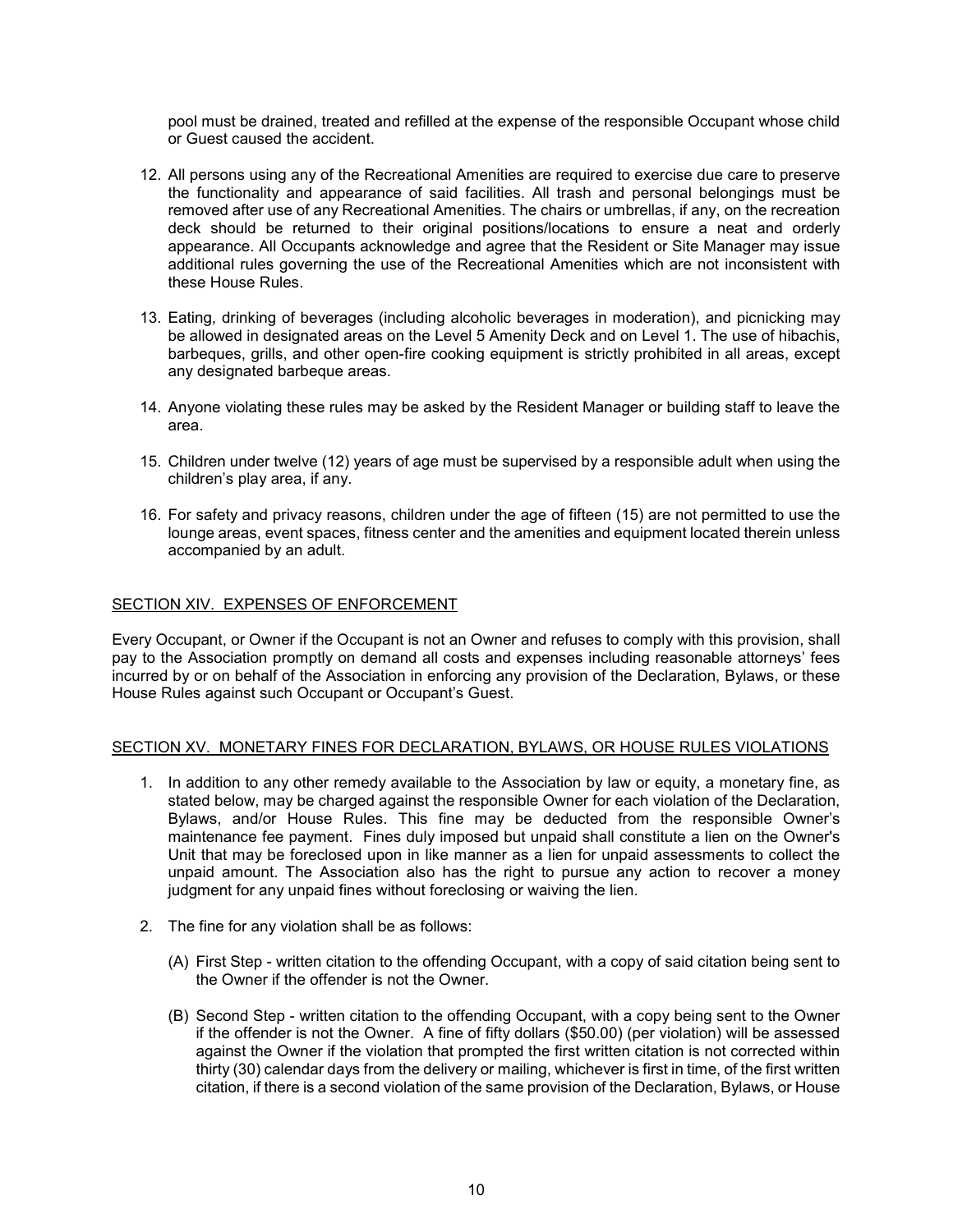pool must be drained, treated and refilled at the expense of the responsible Occupant whose child or Guest caused the accident.

12. All persons using any of the Recreational Amenities are required to exercise due care to preserve the functionality and appearance of said facilities. All trash and personal belongings must be removed after use of any Recreational Amenities. The chairs or umbrellas, if any, on the recreation deck should be returned to their original positions/locations to ensure a neat and orderly appearance. All Occupants acknowledge and agree that the Resident or Site Manager may issue additional rules governing the use of the Recreational Amenities which are not inconsistent with these House Rules.

13. Eating, drinking of beverages (including alcoholic beverages in moderation), and picnicking may be allowed in designated areas on the Level 5 Amenity Deck and on Level 1. The use of hibachis, barbeques, grills, and other open-fire cooking equipment is strictly prohibited in all areas, except any designated barbeque areas.

14. Anyone violating these rules may be asked by the Resident Manager or building staff to leave the area.

15. Children under twelve (12) years of age must be supervised by a responsible adult when using the children's play area, if any.

16. For safety and privacy reasons, children under the age of fifteen (15) are not permitted to use the lounge areas, event spaces, fitness center and the amenities and equipment located therein unless accompanied by an adult.

## SECTION XIV. EXPENSES OF ENFORCEMENT

Every Occupant, or Owner if the Occupant is not an Owner and refuses to comply with this provision, shall pay to the Association promptly on demand all costs and expenses including reasonable attorneys' fees incurred by or on behalf of the Association in enforcing any provision of the Declaration, Bylaws, or these House Rules against such Occupant or Occupant's Guest.

## SECTION XV. MONETARY FINES FOR DECLARATION, BYLAWS, OR HOUSE RULES VIOLATIONS

1. In addition to any other remedy available to the Association by law or equity, a monetary fine, as stated below, may be charged against the responsible Owner for each violation of the Declaration, Bylaws, and/or House Rules. This fine may be deducted from the responsible Owner's maintenance fee payment. Fines duly imposed but unpaid shall constitute a lien on the Owner's Unit that may be foreclosed upon in like manner as a lien for unpaid assessments to collect the unpaid amount. The Association also has the right to pursue any action to recover a money judgment for any unpaid fines without foreclosing or waiving the lien.

2. The fine for any violation shall be as follows:

    (A) First Step - written citation to the offending Occupant, with a copy of said citation being sent to the Owner if the offender is not the Owner.

    (B) Second Step - written citation to the offending Occupant, with a copy being sent to the Owner if the offender is not the Owner. A fine of fifty dollars ($50.00) (per violation) will be assessed against the Owner if the violation that prompted the first written citation is not corrected within thirty (30) calendar days from the delivery or mailing, whichever is first in time, of the first written citation, if there is a second violation of the same provision of the Declaration, Bylaws, or House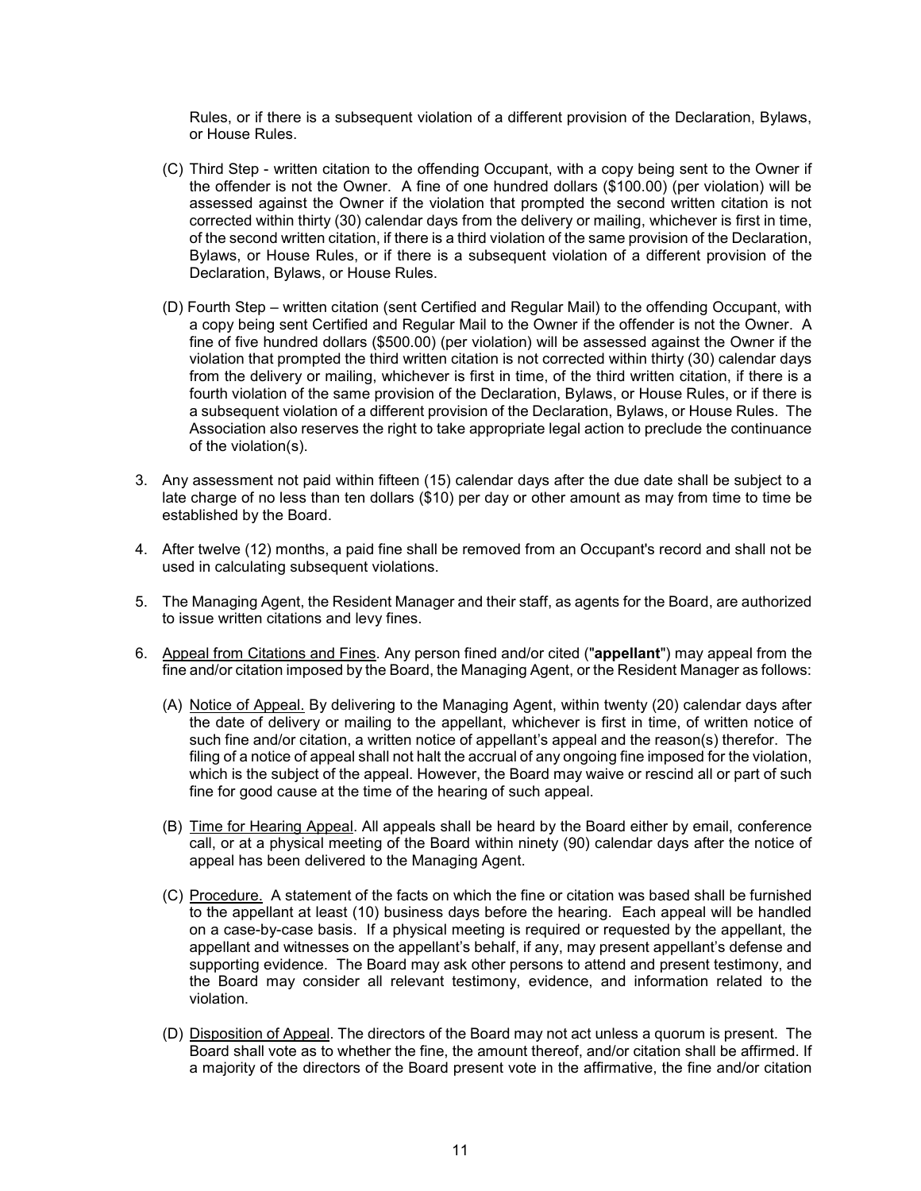Rules, or if there is a subsequent violation of a different provision of the Declaration, Bylaws, or House Rules.

(C) Third Step - written citation to the offending Occupant, with a copy being sent to the Owner if the offender is not the Owner. A fine of one hundred dollars ($100.00) (per violation) will be assessed against the Owner if the violation that prompted the second written citation is not corrected within thirty (30) calendar days from the delivery or mailing, whichever is first in time, of the second written citation, if there is a third violation of the same provision of the Declaration, Bylaws, or House Rules, or if there is a subsequent violation of a different provision of the Declaration, Bylaws, or House Rules.

(D) Fourth Step – written citation (sent Certified and Regular Mail) to the offending Occupant, with a copy being sent Certified and Regular Mail to the Owner if the offender is not the Owner. A fine of five hundred dollars ($500.00) (per violation) will be assessed against the Owner if the violation that prompted the third written citation is not corrected within thirty (30) calendar days from the delivery or mailing, whichever is first in time, of the third written citation, if there is a fourth violation of the same provision of the Declaration, Bylaws, or House Rules, or if there is a subsequent violation of a different provision of the Declaration, Bylaws, or House Rules. The Association also reserves the right to take appropriate legal action to preclude the continuance of the violation(s).

3. Any assessment not paid within fifteen (15) calendar days after the due date shall be subject to a late charge of no less than ten dollars ($10) per day or other amount as may from time to time be established by the Board.

4. After twelve (12) months, a paid fine shall be removed from an Occupant's record and shall not be used in calculating subsequent violations.

5. The Managing Agent, the Resident Manager and their staff, as agents for the Board, are authorized to issue written citations and levy fines.

6. Appeal from Citations and Fines. Any person fined and/or cited ("**appellant**") may appeal from the fine and/or citation imposed by the Board, the Managing Agent, or the Resident Manager as follows:

(A) Notice of Appeal. By delivering to the Managing Agent, within twenty (20) calendar days after the date of delivery or mailing to the appellant, whichever is first in time, of written notice of such fine and/or citation, a written notice of appellant's appeal and the reason(s) therefor. The filing of a notice of appeal shall not halt the accrual of any ongoing fine imposed for the violation, which is the subject of the appeal. However, the Board may waive or rescind all or part of such fine for good cause at the time of the hearing of such appeal.

(B) Time for Hearing Appeal. All appeals shall be heard by the Board either by email, conference call, or at a physical meeting of the Board within ninety (90) calendar days after the notice of appeal has been delivered to the Managing Agent.

(C) Procedure. A statement of the facts on which the fine or citation was based shall be furnished to the appellant at least (10) business days before the hearing. Each appeal will be handled on a case-by-case basis. If a physical meeting is required or requested by the appellant, the appellant and witnesses on the appellant's behalf, if any, may present appellant's defense and supporting evidence. The Board may ask other persons to attend and present testimony, and the Board may consider all relevant testimony, evidence, and information related to the violation.

(D) Disposition of Appeal. The directors of the Board may not act unless a quorum is present. The Board shall vote as to whether the fine, the amount thereof, and/or citation shall be affirmed. If a majority of the directors of the Board present vote in the affirmative, the fine and/or citation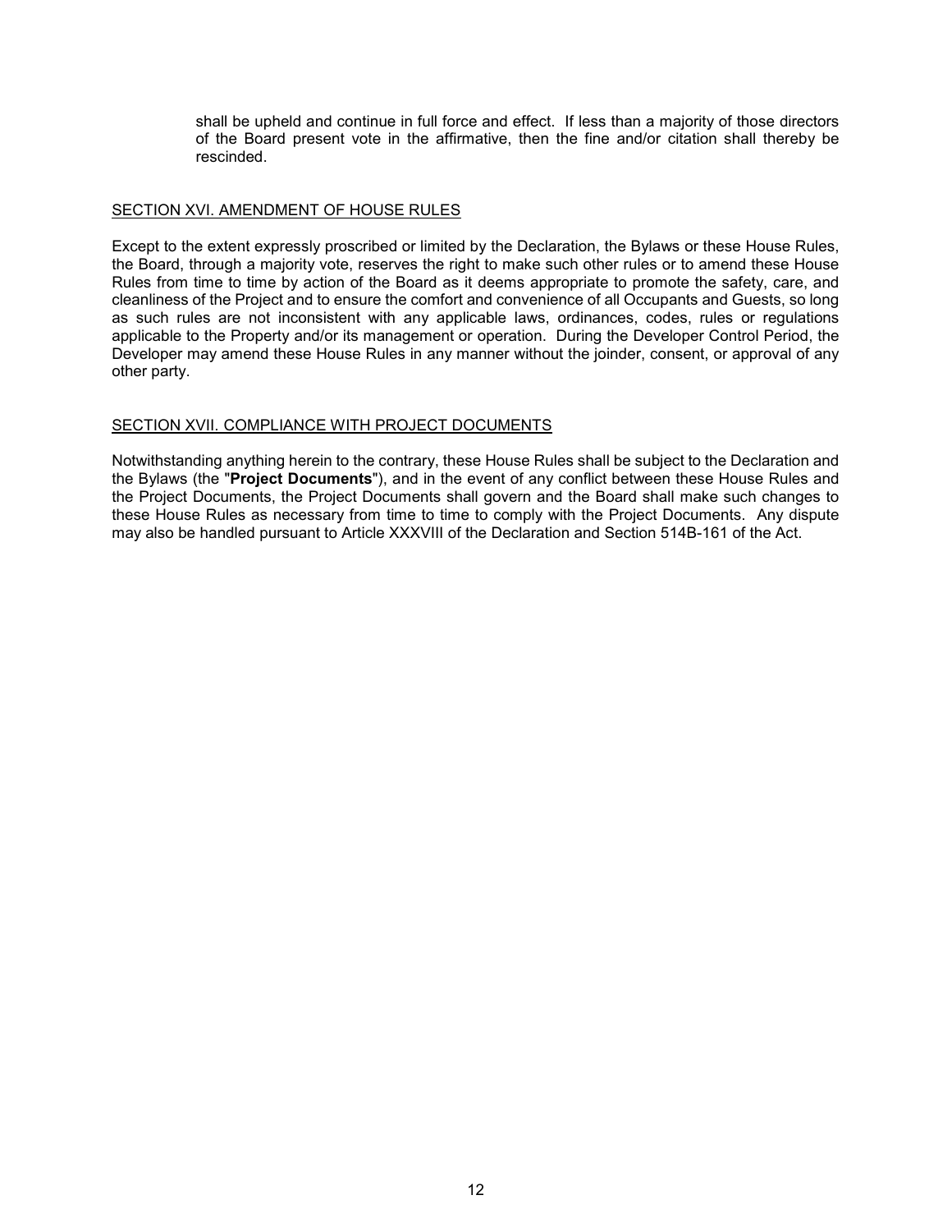shall be upheld and continue in full force and effect. If less than a majority of those directors of the Board present vote in the affirmative, then the fine and/or citation shall thereby be rescinded.

## SECTION XVI. AMENDMENT OF HOUSE RULES

Except to the extent expressly proscribed or limited by the Declaration, the Bylaws or these House Rules, the Board, through a majority vote, reserves the right to make such other rules or to amend these House Rules from time to time by action of the Board as it deems appropriate to promote the safety, care, and cleanliness of the Project and to ensure the comfort and convenience of all Occupants and Guests, so long as such rules are not inconsistent with any applicable laws, ordinances, codes, rules or regulations applicable to the Property and/or its management or operation. During the Developer Control Period, the Developer may amend these House Rules in any manner without the joinder, consent, or approval of any other party.

## SECTION XVII. COMPLIANCE WITH PROJECT DOCUMENTS

Notwithstanding anything herein to the contrary, these House Rules shall be subject to the Declaration and the Bylaws (the "**Project Documents**"), and in the event of any conflict between these House Rules and the Project Documents, the Project Documents shall govern and the Board shall make such changes to these House Rules as necessary from time to time to comply with the Project Documents. Any dispute may also be handled pursuant to Article XXXVIII of the Declaration and Section 514B-161 of the Act.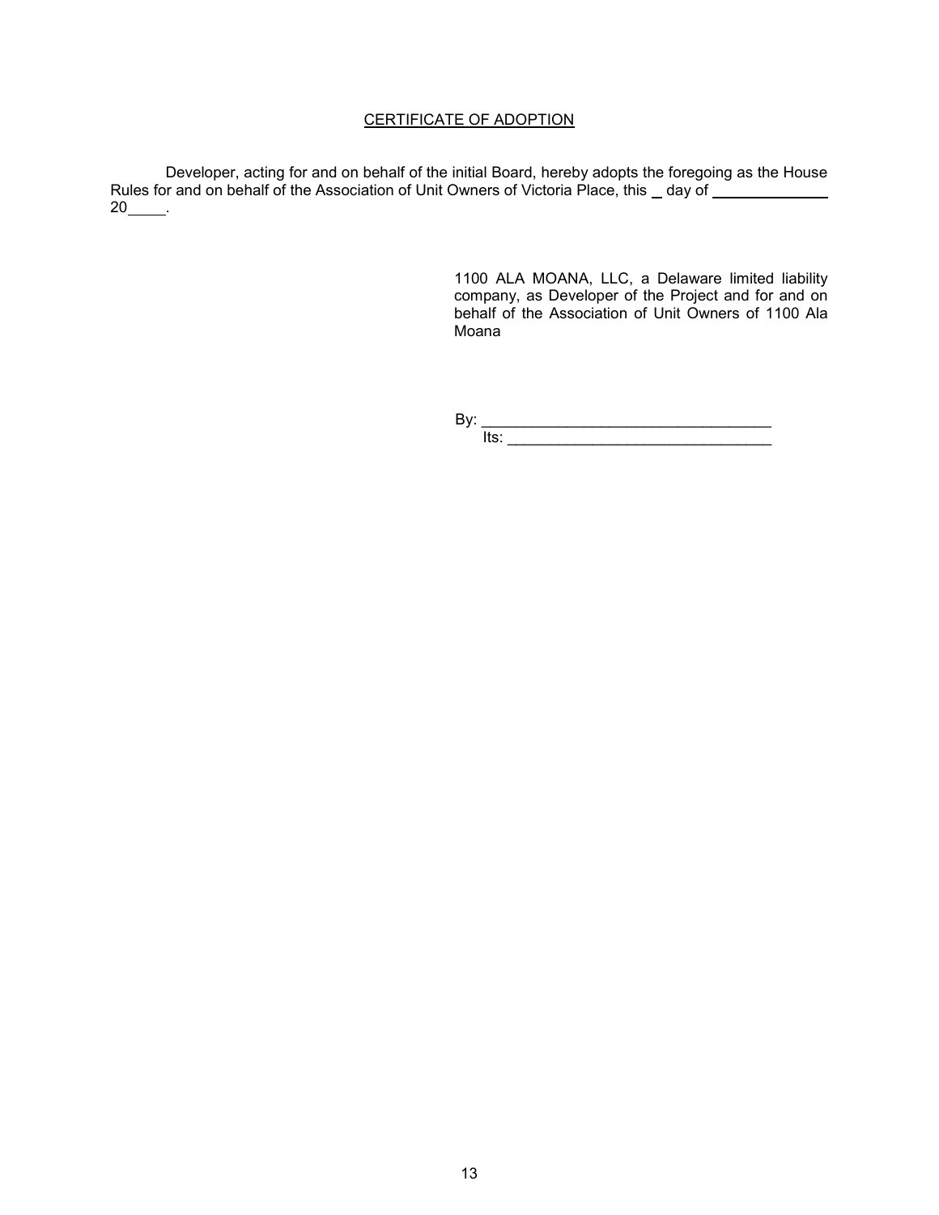CERTIFICATE OF ADOPTION

Developer, acting for and on behalf of the initial Board, hereby adopts the foregoing as the House Rules for and on behalf of the Association of Unit Owners of Victoria Place, this __ day of ______________ 20_____.

1100 ALA MOANA, LLC, a Delaware limited liability company, as Developer of the Project and for and on behalf of the Association of Unit Owners of 1100 Ala Moana

By: ___________________________________
Its: _______________________________